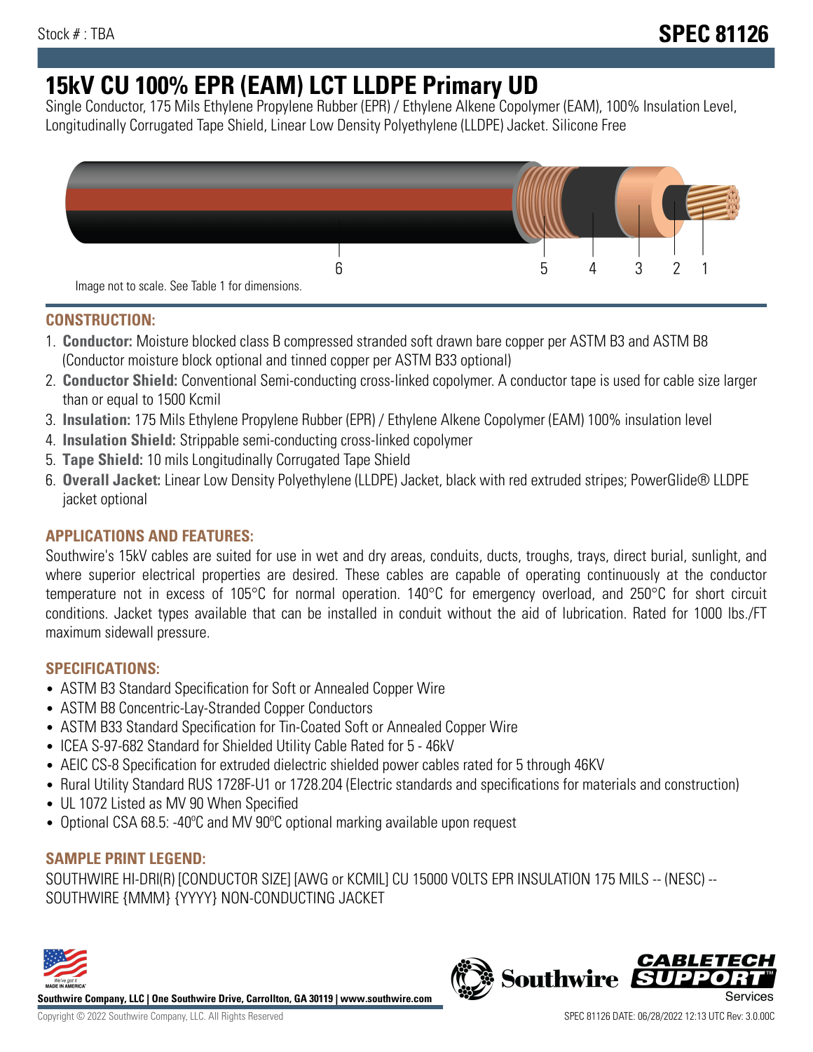Stock # : TBA

# SPEC 81126

# 15kV CU 100% EPR (EAM) LCT LLDPE Primary UD

Single Conductor, 175 Mils Ethylene Propylene Rubber (EPR) / Ethylene Alkene Copolymer (EAM), 100% Insulation Level, Longitudinally Corrugated Tape Shield, Linear Low Density Polyethylene (LLDPE) Jacket. Silicone Free

6 5 4 3 2 1

Image not to scale. See Table 1 for dimensions.

## CONSTRUCTION:

1. **Conductor:** Moisture blocked class B compressed stranded soft drawn bare copper per ASTM B3 and ASTM B8 (Conductor moisture block optional and tinned copper per ASTM B33 optional)
2. **Conductor Shield:** Conventional Semi-conducting cross-linked copolymer. A conductor tape is used for cable size larger than or equal to 1500 Kcmil
3. **Insulation:** 175 Mils Ethylene Propylene Rubber (EPR) / Ethylene Alkene Copolymer (EAM) 100% insulation level
4. **Insulation Shield:** Strippable semi-conducting cross-linked copolymer
5. **Tape Shield:** 10 mils Longitudinally Corrugated Tape Shield
6. **Overall Jacket:** Linear Low Density Polyethylene (LLDPE) Jacket, black with red extruded stripes; PowerGlide® LLDPE jacket optional

## APPLICATIONS AND FEATURES:

Southwire's 15kV cables are suited for use in wet and dry areas, conduits, ducts, troughs, trays, direct burial, sunlight, and where superior electrical properties are desired. These cables are capable of operating continuously at the conductor temperature not in excess of 105°C for normal operation. 140°C for emergency overload, and 250°C for short circuit conditions. Jacket types available that can be installed in conduit without the aid of lubrication. Rated for 1000 lbs./FT maximum sidewall pressure.

## SPECIFICATIONS:

- ASTM B3 Standard Specification for Soft or Annealed Copper Wire
- ASTM B8 Concentric-Lay-Stranded Copper Conductors
- ASTM B33 Standard Specification for Tin-Coated Soft or Annealed Copper Wire
- ICEA S-97-682 Standard for Shielded Utility Cable Rated for 5 - 46kV
- AEIC CS-8 Specification for extruded dielectric shielded power cables rated for 5 through 46KV
- Rural Utility Standard RUS 1728F-U1 or 1728.204 (Electric standards and specifications for materials and construction)
- UL 1072 Listed as MV 90 When Specified
- Optional CSA 68.5: -40ºC and MV 90ºC optional marking available upon request

## SAMPLE PRINT LEGEND:

SOUTHWIRE HI-DRI(R) [CONDUCTOR SIZE] [AWG or KCMIL] CU 15000 VOLTS EPR INSULATION 175 MILS -- (NESC) -- SOUTHWIRE {MMM} {YYYY} NON-CONDUCTING JACKET

**Southwire Company, LLC | One Southwire Drive, Carrollton, GA 30119 | www.southwire.com**

Copyright © 2022 Southwire Company, LLC. All Rights Reserved

SPEC 81126 DATE: 06/28/2022 12:13 UTC Rev: 3.0.00C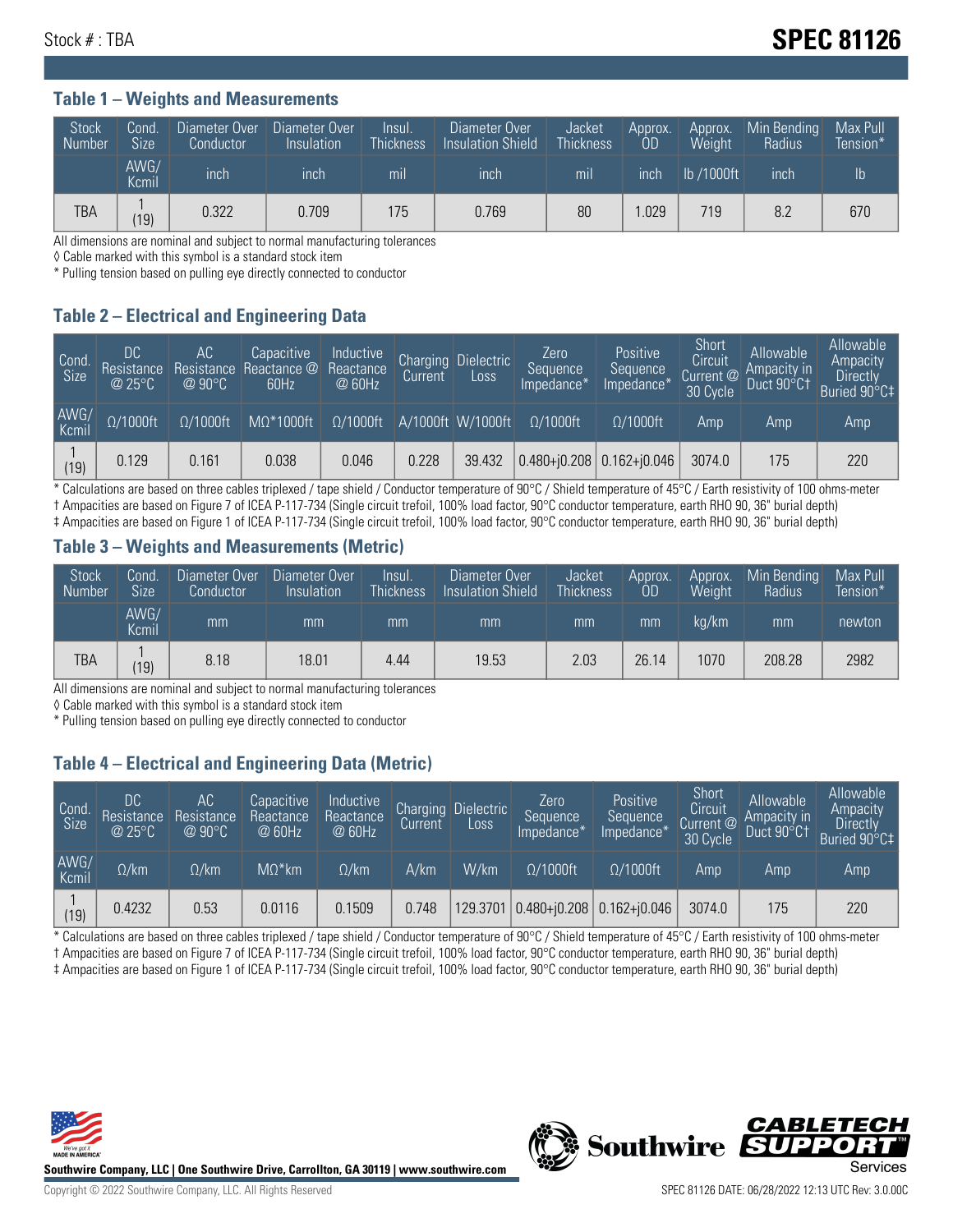Stock # : TBA

# SPEC 81126

## Table 1 – Weights and Measurements

| Stock Number | Cond. Size | Diameter Over Conductor | Diameter Over Insulation | Insul. Thickness | Diameter Over Insulation Shield | Jacket Thickness | Approx. OD | Approx. Weight | Min Bending Radius | Max Pull Tension* |
|---|---|---|---|---|---|---|---|---|---|---|
| | AWG/ Kcmil | inch | inch | mil | inch | mil | inch | lb /1000ft | inch | lb |
| TBA | 1 (19) | 0.322 | 0.709 | 175 | 0.769 | 80 | 1.029 | 719 | 8.2 | 670 |

All dimensions are nominal and subject to normal manufacturing tolerances

◊ Cable marked with this symbol is a standard stock item

* Pulling tension based on pulling eye directly connected to conductor

## Table 2 – Electrical and Engineering Data

| Cond. Size | DC Resistance @ 25°C | AC Resistance @ 90°C | Capacitive Reactance @ 60Hz | Inductive Reactance @ 60Hz | Charging Current | Dielectric Loss | Zero Sequence Impedance* | Positive Sequence Impedance* | Short Circuit Current @ 30 Cycle | Allowable Ampacity in Duct 90°C† | Allowable Ampacity Directly Buried 90°C‡ |
|---|---|---|---|---|---|---|---|---|---|---|---|
| AWG/ Kcmil | Ω/1000ft | Ω/1000ft | MΩ*1000ft | Ω/1000ft | A/1000ft | W/1000ft | Ω/1000ft | Ω/1000ft | Amp | Amp | Amp |
| 1 (19) | 0.129 | 0.161 | 0.038 | 0.046 | 0.228 | 39.432 | 0.480+j0.208 | 0.162+j0.046 | 3074.0 | 175 | 220 |

* Calculations are based on three cables triplexed / tape shield / Conductor temperature of 90°C / Shield temperature of 45°C / Earth resistivity of 100 ohms-meter

† Ampacities are based on Figure 7 of ICEA P-117-734 (Single circuit trefoil, 100% load factor, 90°C conductor temperature, earth RHO 90, 36" burial depth)

‡ Ampacities are based on Figure 1 of ICEA P-117-734 (Single circuit trefoil, 100% load factor, 90°C conductor temperature, earth RHO 90, 36" burial depth)

## Table 3 – Weights and Measurements (Metric)

| Stock Number | Cond. Size | Diameter Over Conductor | Diameter Over Insulation | Insul. Thickness | Diameter Over Insulation Shield | Jacket Thickness | Approx. OD | Approx. Weight | Min Bending Radius | Max Pull Tension* |
|---|---|---|---|---|---|---|---|---|---|---|
| | AWG/ Kcmil | mm | mm | mm | mm | mm | mm | kg/km | mm | newton |
| TBA | 1 (19) | 8.18 | 18.01 | 4.44 | 19.53 | 2.03 | 26.14 | 1070 | 208.28 | 2982 |

All dimensions are nominal and subject to normal manufacturing tolerances

◊ Cable marked with this symbol is a standard stock item

* Pulling tension based on pulling eye directly connected to conductor

## Table 4 – Electrical and Engineering Data (Metric)

| Cond. Size | DC Resistance @ 25°C | AC Resistance @ 90°C | Capacitive Reactance @ 60Hz | Inductive Reactance @ 60Hz | Charging Current | Dielectric Loss | Zero Sequence Impedance* | Positive Sequence Impedance* | Short Circuit Current @ 30 Cycle | Allowable Ampacity in Duct 90°C† | Allowable Ampacity Directly Buried 90°C‡ |
|---|---|---|---|---|---|---|---|---|---|---|---|
| AWG/ Kcmil | Ω/km | Ω/km | MΩ*km | Ω/km | A/km | W/km | Ω/1000ft | Ω/1000ft | Amp | Amp | Amp |
| 1 (19) | 0.4232 | 0.53 | 0.0116 | 0.1509 | 0.748 | 129.3701 | 0.480+j0.208 | 0.162+j0.046 | 3074.0 | 175 | 220 |

* Calculations are based on three cables triplexed / tape shield / Conductor temperature of 90°C / Shield temperature of 45°C / Earth resistivity of 100 ohms-meter

† Ampacities are based on Figure 7 of ICEA P-117-734 (Single circuit trefoil, 100% load factor, 90°C conductor temperature, earth RHO 90, 36" burial depth)

‡ Ampacities are based on Figure 1 of ICEA P-117-734 (Single circuit trefoil, 100% load factor, 90°C conductor temperature, earth RHO 90, 36" burial depth)

**Southwire Company, LLC | One Southwire Drive, Carrollton, GA 30119 | www.southwire.com**

Copyright © 2022 Southwire Company, LLC. All Rights Reserved

SPEC 81126 DATE: 06/28/2022 12:13 UTC Rev: 3.0.00C